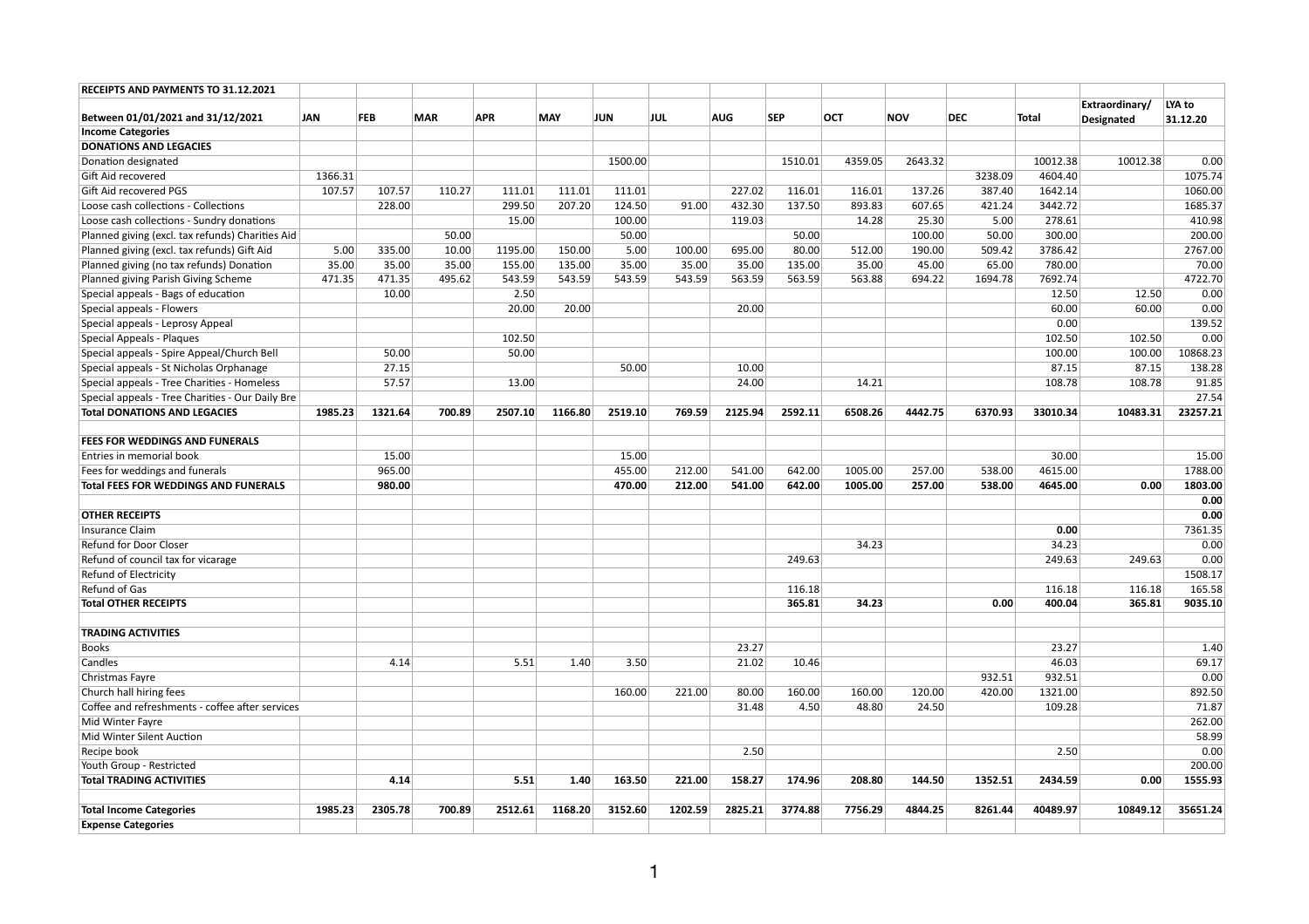| RECEIPTS AND PAYMENTS TO 31.12.2021 | | | | | | | | | | | | | | | |
|---|---|---|---|---|---|---|---|---|---|---|---|---|---|---|---|
| **Between 01/01/2021 and 31/12/2021** | **JAN** | **FEB** | **MAR** | **APR** | **MAY** | **JUN** | **JUL** | **AUG** | **SEP** | **OCT** | **NOV** | **DEC** | **Total** | **Extraordinary/ Designated** | **LYA to 31.12.20** |
| **Income Categories** | | | | | | | | | | | | | | | |
| **DONATIONS AND LEGACIES** | | | | | | | | | | | | | | | |
| Donation designated | | | | | | 1500.00 | | | 1510.01 | 4359.05 | 2643.32 | | 10012.38 | 10012.38 | 0.00 |
| Gift Aid recovered | 1366.31 | | | | | | | | | | | 3238.09 | 4604.40 | | 1075.74 |
| Gift Aid recovered PGS | 107.57 | 107.57 | 110.27 | 111.01 | 111.01 | 111.01 | | 227.02 | 116.01 | 116.01 | 137.26 | 387.40 | 1642.14 | | 1060.00 |
| Loose cash collections - Collections | | 228.00 | | 299.50 | 207.20 | 124.50 | 91.00 | 432.30 | 137.50 | 893.83 | 607.65 | 421.24 | 3442.72 | | 1685.37 |
| Loose cash collections - Sundry donations | | | | 15.00 | | 100.00 | | 119.03 | | 14.28 | 25.30 | 5.00 | 278.61 | | 410.98 |
| Planned giving (excl. tax refunds) Charities Aid | | | 50.00 | | | 50.00 | | | 50.00 | | 100.00 | 50.00 | 300.00 | | 200.00 |
| Planned giving (excl. tax refunds) Gift Aid | 5.00 | 335.00 | 10.00 | 1195.00 | 150.00 | 5.00 | 100.00 | 695.00 | 80.00 | 512.00 | 190.00 | 509.42 | 3786.42 | | 2767.00 |
| Planned giving (no tax refunds) Donation | 35.00 | 35.00 | 35.00 | 155.00 | 135.00 | 35.00 | 35.00 | 35.00 | 135.00 | 35.00 | 45.00 | 65.00 | 780.00 | | 70.00 |
| Planned giving Parish Giving Scheme | 471.35 | 471.35 | 495.62 | 543.59 | 543.59 | 543.59 | 543.59 | 563.59 | 563.59 | 563.88 | 694.22 | 1694.78 | 7692.74 | | 4722.70 |
| Special appeals - Bags of education | | 10.00 | | 2.50 | | | | | | | | | 12.50 | 12.50 | 0.00 |
| Special appeals - Flowers | | | | 20.00 | 20.00 | | | 20.00 | | | | | 60.00 | 60.00 | 0.00 |
| Special appeals - Leprosy Appeal | | | | | | | | | | | | | 0.00 | | 139.52 |
| Special Appeals - Plaques | | | | 102.50 | | | | | | | | | 102.50 | 102.50 | 0.00 |
| Special appeals - Spire Appeal/Church Bell | | 50.00 | | 50.00 | | | | | | | | | 100.00 | 100.00 | 10868.23 |
| Special appeals - St Nicholas Orphanage | | 27.15 | | | | 50.00 | | 10.00 | | | | | 87.15 | 87.15 | 138.28 |
| Special appeals - Tree Charities - Homeless | | 57.57 | | 13.00 | | | | 24.00 | | 14.21 | | | 108.78 | 108.78 | 91.85 |
| Special appeals - Tree Charities - Our Daily Bre | | | | | | | | | | | | | | | 27.54 |
| **Total DONATIONS AND LEGACIES** | **1985.23** | **1321.64** | **700.89** | **2507.10** | **1166.80** | **2519.10** | **769.59** | **2125.94** | **2592.11** | **6508.26** | **4442.75** | **6370.93** | **33010.34** | **10483.31** | **23257.21** |
| | | | | | | | | | | | | | | | |
| **FEES FOR WEDDINGS AND FUNERALS** | | | | | | | | | | | | | | | |
| Entries in memorial book | | 15.00 | | | | 15.00 | | | | | | | 30.00 | | 15.00 |
| Fees for weddings and funerals | | 965.00 | | | | 455.00 | 212.00 | 541.00 | 642.00 | 1005.00 | 257.00 | 538.00 | 4615.00 | | 1788.00 |
| **Total FEES FOR WEDDINGS AND FUNERALS** | | **980.00** | | | | **470.00** | **212.00** | **541.00** | **642.00** | **1005.00** | **257.00** | **538.00** | **4645.00** | **0.00** | **1803.00** |
| | | | | | | | | | | | | | | | **0.00** |
| **OTHER RECEIPTS** | | | | | | | | | | | | | | | **0.00** |
| Insurance Claim | | | | | | | | | | | | | **0.00** | | 7361.35 |
| Refund for Door Closer | | | | | | | | | | 34.23 | | | 34.23 | | 0.00 |
| Refund of council tax for vicarage | | | | | | | | | 249.63 | | | | 249.63 | 249.63 | 0.00 |
| Refund of Electricity | | | | | | | | | | | | | | | 1508.17 |
| Refund of Gas | | | | | | | | | 116.18 | | | | 116.18 | 116.18 | 165.58 |
| **Total OTHER RECEIPTS** | | | | | | | | | **365.81** | **34.23** | | **0.00** | **400.04** | **365.81** | **9035.10** |
| | | | | | | | | | | | | | | | |
| **TRADING ACTIVITIES** | | | | | | | | | | | | | | | |
| Books | | | | | | | | 23.27 | | | | | 23.27 | | 1.40 |
| Candles | | 4.14 | | 5.51 | 1.40 | 3.50 | | 21.02 | 10.46 | | | | 46.03 | | 69.17 |
| Christmas Fayre | | | | | | | | | | | | 932.51 | 932.51 | | 0.00 |
| Church hall hiring fees | | | | | | 160.00 | 221.00 | 80.00 | 160.00 | 160.00 | 120.00 | 420.00 | 1321.00 | | 892.50 |
| Coffee and refreshments - coffee after services | | | | | | | | 31.48 | 4.50 | 48.80 | 24.50 | | 109.28 | | 71.87 |
| Mid Winter Fayre | | | | | | | | | | | | | | | 262.00 |
| Mid Winter Silent Auction | | | | | | | | | | | | | | | 58.99 |
| Recipe book | | | | | | | | 2.50 | | | | | 2.50 | | 0.00 |
| Youth Group - Restricted | | | | | | | | | | | | | | | 200.00 |
| **Total TRADING ACTIVITIES** | | **4.14** | | **5.51** | **1.40** | **163.50** | **221.00** | **158.27** | **174.96** | **208.80** | **144.50** | **1352.51** | **2434.59** | **0.00** | **1555.93** |
| | | | | | | | | | | | | | | | |
| **Total Income Categories** | **1985.23** | **2305.78** | **700.89** | **2512.61** | **1168.20** | **3152.60** | **1202.59** | **2825.21** | **3774.88** | **7756.29** | **4844.25** | **8261.44** | **40489.97** | **10849.12** | **35651.24** |
| **Expense Categories** | | | | | | | | | | | | | | | |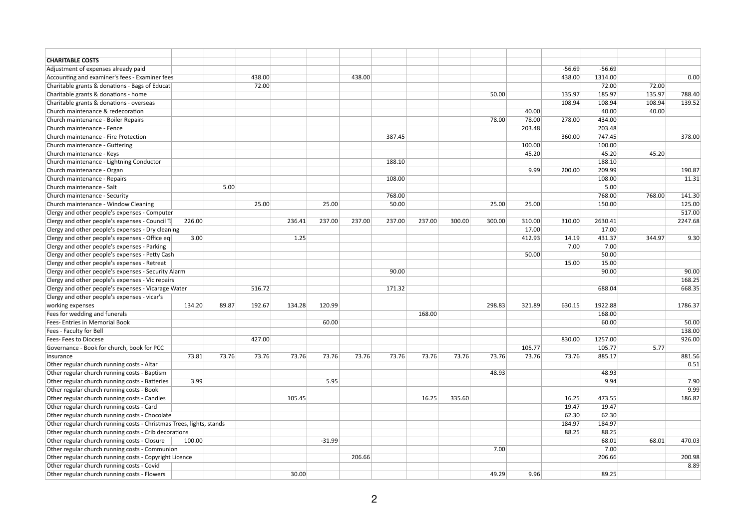| | | | | | | | | | | | | | | | |
|---|---|---|---|---|---|---|---|---|---|---|---|---|---|---|---|
| **CHARITABLE COSTS** | | | | | | | | | | | | | | | |
| Adjustment of expenses already paid | | | | | | | | | | | | -56.69 | -56.69 | | |
| Accounting and examiner's fees - Examiner fees | | | 438.00 | | | 438.00 | | | | | | 438.00 | 1314.00 | | 0.00 |
| Charitable grants & donations - Bags of Educat | | | 72.00 | | | | | | | | | | 72.00 | 72.00 | |
| Charitable grants & donations - home | | | | | | | | | | 50.00 | | 135.97 | 185.97 | 135.97 | 788.40 |
| Charitable grants & donations - overseas | | | | | | | | | | | | 108.94 | 108.94 | 108.94 | 139.52 |
| Church maintenance & redecoration | | | | | | | | | | | 40.00 | | 40.00 | 40.00 | |
| Church maintenance - Boiler Repairs | | | | | | | | | | 78.00 | 78.00 | 278.00 | 434.00 | | |
| Church maintenance - Fence | | | | | | | | | | | 203.48 | | 203.48 | | |
| Church maintenance - Fire Protection | | | | | | | 387.45 | | | | | 360.00 | 747.45 | | 378.00 |
| Church maintenance - Guttering | | | | | | | | | | | 100.00 | | 100.00 | | |
| Church maintenance - Keys | | | | | | | | | | | 45.20 | | 45.20 | 45.20 | |
| Church maintenance - Lightning Conductor | | | | | | | 188.10 | | | | | | 188.10 | | |
| Church maintenance - Organ | | | | | | | | | | | 9.99 | 200.00 | 209.99 | | 190.87 |
| Church maintenance - Repairs | | | | | | | 108.00 | | | | | | 108.00 | | 11.31 |
| Church maintenance - Salt | | 5.00 | | | | | | | | | | | 5.00 | | |
| Church maintenance - Security | | | | | | | 768.00 | | | | | | 768.00 | 768.00 | 141.30 |
| Church maintenance - Window Cleaning | | | 25.00 | | 25.00 | | 50.00 | | | 25.00 | 25.00 | | 150.00 | | 125.00 |
| Clergy and other people's expenses - Computer | | | | | | | | | | | | | | | 517.00 |
| Clergy and other people's expenses - Council Ta | 226.00 | | | 236.41 | 237.00 | 237.00 | 237.00 | 237.00 | 300.00 | 300.00 | 310.00 | 310.00 | 2630.41 | | 2247.68 |
| Clergy and other people's expenses - Dry cleaning | | | | | | | | | | | 17.00 | | 17.00 | | |
| Clergy and other people's expenses - Office equ | 3.00 | | | 1.25 | | | | | | | 412.93 | 14.19 | 431.37 | 344.97 | 9.30 |
| Clergy and other people's expenses - Parking | | | | | | | | | | | | 7.00 | 7.00 | | |
| Clergy and other people's expenses - Petty Cash | | | | | | | | | | | 50.00 | | 50.00 | | |
| Clergy and other people's expenses - Retreat | | | | | | | | | | | | 15.00 | 15.00 | | |
| Clergy and other people's expenses - Security Alarm | | | | | | | 90.00 | | | | | | 90.00 | | 90.00 |
| Clergy and other people's expenses - Vic repairs | | | | | | | | | | | | | | | 168.25 |
| Clergy and other people's expenses - Vicarage Water | | | 516.72 | | | | 171.32 | | | | | | 688.04 | | 668.35 |
| Clergy and other people's expenses - vicar's working expenses | 134.20 | 89.87 | 192.67 | 134.28 | 120.99 | | | | | 298.83 | 321.89 | 630.15 | 1922.88 | | 1786.37 |
| Fees for wedding and funerals | | | | | | | | 168.00 | | | | | 168.00 | | |
| Fees- Entries in Memorial Book | | | | | 60.00 | | | | | | | | 60.00 | | 50.00 |
| Fees - Faculty for Bell | | | | | | | | | | | | | | | 138.00 |
| Fees- Fees to Diocese | | | 427.00 | | | | | | | | | 830.00 | 1257.00 | | 926.00 |
| Governance - Book for church, book for PCC | | | | | | | | | | | 105.77 | | 105.77 | 5.77 | |
| Insurance | 73.81 | 73.76 | 73.76 | 73.76 | 73.76 | 73.76 | 73.76 | 73.76 | 73.76 | 73.76 | 73.76 | 73.76 | 885.17 | | 881.56 |
| Other regular church running costs - Altar | | | | | | | | | | | | | | | 0.51 |
| Other regular church running costs - Baptism | | | | | | | | | | 48.93 | | | 48.93 | | |
| Other regular church running costs - Batteries | 3.99 | | | | 5.95 | | | | | | | | 9.94 | | 7.90 |
| Other regular church running costs - Book | | | | | | | | | | | | | | | 9.99 |
| Other regular church running costs - Candles | | | | 105.45 | | | | 16.25 | 335.60 | | | 16.25 | 473.55 | | 186.82 |
| Other regular church running costs - Card | | | | | | | | | | | | 19.47 | 19.47 | | |
| Other regular church running costs - Chocolate | | | | | | | | | | | | 62.30 | 62.30 | | |
| Other regular church running costs - Christmas Trees, lights, stands | | | | | | | | | | | | 184.97 | 184.97 | | |
| Other regular church running costs - Crib decorations | | | | | | | | | | | | 88.25 | 88.25 | | |
| Other regular church running costs - Closure | 100.00 | | | | -31.99 | | | | | | | | 68.01 | 68.01 | 470.03 |
| Other regular church running costs - Communion | | | | | | | | | | 7.00 | | | 7.00 | | |
| Other regular church running costs - Copyright Licence | | | | | | 206.66 | | | | | | | 206.66 | | 200.98 |
| Other regular church running costs - Covid | | | | | | | | | | | | | | | 8.89 |
| Other regular church running costs - Flowers | | | | 30.00 | | | | | | 49.29 | 9.96 | | 89.25 | | |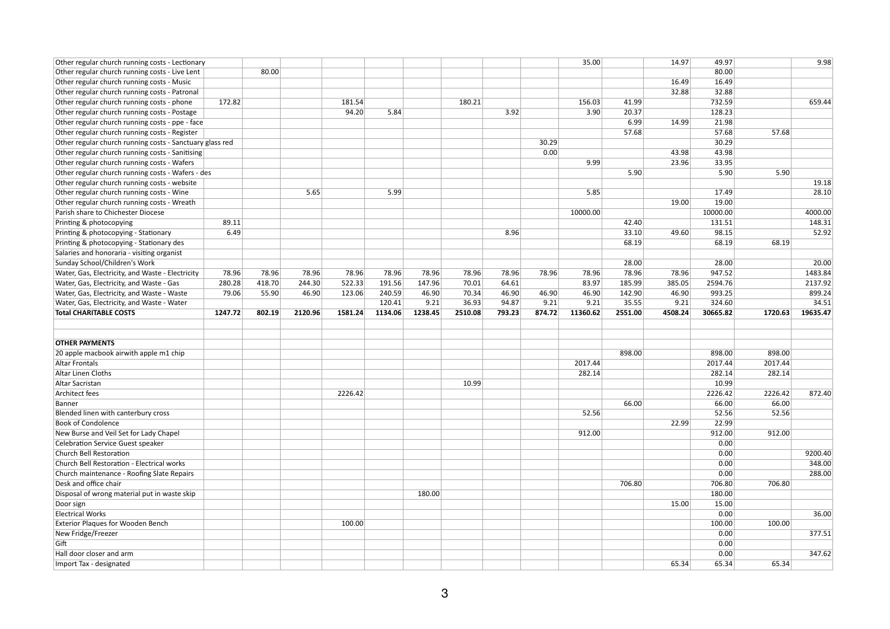| | | | | | | | | | | | | | | | |
|---|---|---|---|---|---|---|---|---|---|---|---|---|---|---|---|
| Other regular church running costs - Lectionary | | | | | | | | | | 35.00 | | 14.97 | 49.97 | | 9.98 |
| Other regular church running costs - Live Lent | | 80.00 | | | | | | | | | | | 80.00 | | |
| Other regular church running costs - Music | | | | | | | | | | | | 16.49 | 16.49 | | |
| Other regular church running costs - Patronal | | | | | | | | | | | | 32.88 | 32.88 | | |
| Other regular church running costs - phone | 172.82 | | | 181.54 | | | 180.21 | | | 156.03 | 41.99 | | 732.59 | | 659.44 |
| Other regular church running costs - Postage | | | | 94.20 | 5.84 | | | 3.92 | | 3.90 | 20.37 | | 128.23 | | |
| Other regular church running costs - ppe - face | | | | | | | | | | | 6.99 | 14.99 | 21.98 | | |
| Other regular church running costs - Register | | | | | | | | | | | 57.68 | | 57.68 | 57.68 | |
| Other regular church running costs - Sanctuary glass red | | | | | | | | | 30.29 | | | | 30.29 | | |
| Other regular church running costs - Sanitising | | | | | | | | | 0.00 | | | 43.98 | 43.98 | | |
| Other regular church running costs - Wafers | | | | | | | | | | 9.99 | | 23.96 | 33.95 | | |
| Other regular church running costs - Wafers - des | | | | | | | | | | | 5.90 | | 5.90 | 5.90 | |
| Other regular church running costs - website | | | | | | | | | | | | | | | 19.18 |
| Other regular church running costs - Wine | | | 5.65 | | 5.99 | | | | | 5.85 | | | 17.49 | | 28.10 |
| Other regular church running costs - Wreath | | | | | | | | | | | | 19.00 | 19.00 | | |
| Parish share to Chichester Diocese | | | | | | | | | | 10000.00 | | | 10000.00 | | 4000.00 |
| Printing & photocopying | 89.11 | | | | | | | | | | 42.40 | | 131.51 | | 148.31 |
| Printing & photocopying - Stationary | 6.49 | | | | | | | 8.96 | | | 33.10 | 49.60 | 98.15 | | 52.92 |
| Printing & photocopying - Stationary des | | | | | | | | | | | 68.19 | | 68.19 | 68.19 | |
| Salaries and honoraria - visiting organist | | | | | | | | | | | | | | | |
| Sunday School/Children's Work | | | | | | | | | | | 28.00 | | 28.00 | | 20.00 |
| Water, Gas, Electricity, and Waste - Electricity | 78.96 | 78.96 | 78.96 | 78.96 | 78.96 | 78.96 | 78.96 | 78.96 | 78.96 | 78.96 | 78.96 | 78.96 | 947.52 | | 1483.84 |
| Water, Gas, Electricity, and Waste - Gas | 280.28 | 418.70 | 244.30 | 522.33 | 191.56 | 147.96 | 70.01 | 64.61 | | 83.97 | 185.99 | 385.05 | 2594.76 | | 2137.92 |
| Water, Gas, Electricity, and Waste - Waste | 79.06 | 55.90 | 46.90 | 123.06 | 240.59 | 46.90 | 70.34 | 46.90 | 46.90 | 46.90 | 142.90 | 46.90 | 993.25 | | 899.24 |
| Water, Gas, Electricity, and Waste - Water | | | | | 120.41 | 9.21 | 36.93 | 94.87 | 9.21 | 9.21 | 35.55 | 9.21 | 324.60 | | 34.51 |
| **Total CHARITABLE COSTS** | **1247.72** | **802.19** | **2120.96** | **1581.24** | **1134.06** | **1238.45** | **2510.08** | **793.23** | **874.72** | **11360.62** | **2551.00** | **4508.24** | **30665.82** | **1720.63** | **19635.47** |
| | | | | | | | | | | | | | | | |
| | | | | | | | | | | | | | | | |
| **OTHER PAYMENTS** | | | | | | | | | | | | | | | |
| 20 apple macbook airwith apple m1 chip | | | | | | | | | | | 898.00 | | 898.00 | 898.00 | |
| Altar Frontals | | | | | | | | | | 2017.44 | | | 2017.44 | 2017.44 | |
| Altar Linen Cloths | | | | | | | | | | 282.14 | | | 282.14 | 282.14 | |
| Altar Sacristan | | | | | | | 10.99 | | | | | | 10.99 | | |
| Architect fees | | | | 2226.42 | | | | | | | | | 2226.42 | 2226.42 | 872.40 |
| Banner | | | | | | | | | | | 66.00 | | 66.00 | 66.00 | |
| Blended linen with canterbury cross | | | | | | | | | | 52.56 | | | 52.56 | 52.56 | |
| Book of Condolence | | | | | | | | | | | | 22.99 | 22.99 | | |
| New Burse and Veil Set for Lady Chapel | | | | | | | | | | 912.00 | | | 912.00 | 912.00 | |
| Celebration Service Guest speaker | | | | | | | | | | | | | 0.00 | | |
| Church Bell Restoration | | | | | | | | | | | | | 0.00 | | 9200.40 |
| Church Bell Restoration - Electrical works | | | | | | | | | | | | | 0.00 | | 348.00 |
| Church maintenance - Roofing Slate Repairs | | | | | | | | | | | | | 0.00 | | 288.00 |
| Desk and office chair | | | | | | | | | | | 706.80 | | 706.80 | 706.80 | |
| Disposal of wrong material put in waste skip | | | | | | 180.00 | | | | | | | 180.00 | | |
| Door sign | | | | | | | | | | | | 15.00 | 15.00 | | |
| Electrical Works | | | | | | | | | | | | | 0.00 | | 36.00 |
| Exterior Plaques for Wooden Bench | | | | 100.00 | | | | | | | | | 100.00 | 100.00 | |
| New Fridge/Freezer | | | | | | | | | | | | | 0.00 | | 377.51 |
| Gift | | | | | | | | | | | | | 0.00 | | |
| Hall door closer and arm | | | | | | | | | | | | | 0.00 | | 347.62 |
| Import Tax - designated | | | | | | | | | | | | 65.34 | 65.34 | 65.34 | |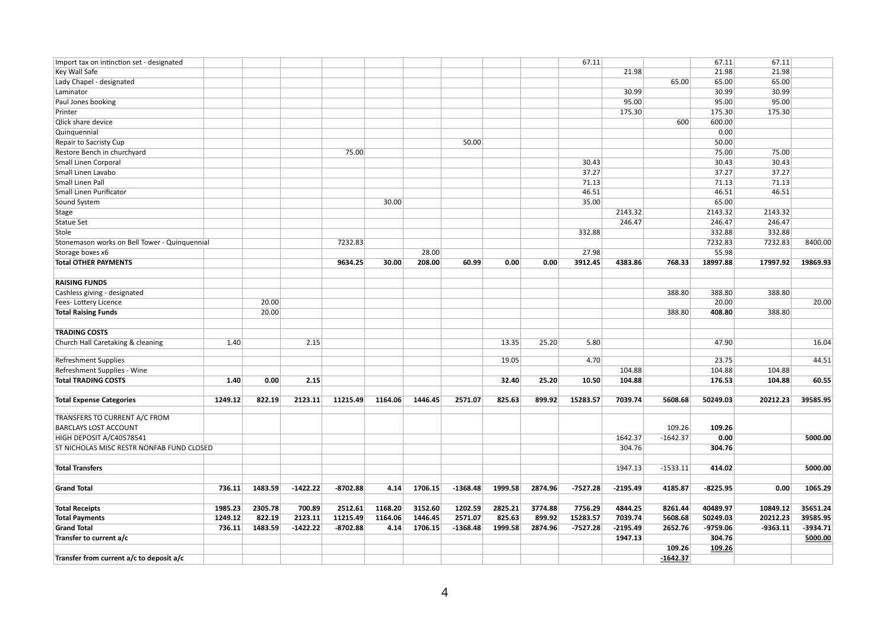| | | | | | | | | | | | | | | | |
|---|---|---|---|---|---|---|---|---|---|---|---|---|---|---|---|
| Import tax on intinction set - designated | | | | | | | | | | 67.11 | | | 67.11 | 67.11 | |
| Key Wall Safe | | | | | | | | | | | 21.98 | | 21.98 | 21.98 | |
| Lady Chapel - designated | | | | | | | | | | | | 65.00 | 65.00 | 65.00 | |
| Laminator | | | | | | | | | | | 30.99 | | 30.99 | 30.99 | |
| Paul Jones booking | | | | | | | | | | | 95.00 | | 95.00 | 95.00 | |
| Printer | | | | | | | | | | | 175.30 | | 175.30 | 175.30 | |
| Qlick share device | | | | | | | | | | | | 600 | 600.00 | | |
| Quinquennial | | | | | | | | | | | | | 0.00 | | |
| Repair to Sacristy Cup | | | | | | | 50.00 | | | | | | 50.00 | | |
| Restore Bench in churchyard | | | | 75.00 | | | | | | | | | 75.00 | 75.00 | |
| Small Linen Corporal | | | | | | | | | | 30.43 | | | 30.43 | 30.43 | |
| Small Linen Lavabo | | | | | | | | | | 37.27 | | | 37.27 | 37.27 | |
| Small Linen Pall | | | | | | | | | | 71.13 | | | 71.13 | 71.13 | |
| Small Linen Purificator | | | | | | | | | | 46.51 | | | 46.51 | 46.51 | |
| Sound System | | | | | 30.00 | | | | | 35.00 | | | 65.00 | | |
| Stage | | | | | | | | | | | 2143.32 | | 2143.32 | 2143.32 | |
| Statue Set | | | | | | | | | | | 246.47 | | 246.47 | 246.47 | |
| Stole | | | | | | | | | | 332.88 | | | 332.88 | 332.88 | |
| Stonemason works on Bell Tower - Quinquennial | | | | 7232.83 | | | | | | | | | 7232.83 | 7232.83 | 8400.00 |
| Storage boxes x6 | | | | | | 28.00 | | | | 27.98 | | | 55.98 | | |
| **Total OTHER PAYMENTS** | | | | **9634.25** | **30.00** | **208.00** | **60.99** | **0.00** | **0.00** | **3912.45** | **4383.86** | **768.33** | **18997.88** | **17997.92** | **19869.93** |
| | | | | | | | | | | | | | | | |
| **RAISING FUNDS** | | | | | | | | | | | | | | | |
| Cashless giving - designated | | | | | | | | | | | | 388.80 | 388.80 | 388.80 | |
| Fees- Lottery Licence | | 20.00 | | | | | | | | | | | 20.00 | | 20.00 |
| **Total Raising Funds** | | 20.00 | | | | | | | | | | 388.80 | **408.80** | 388.80 | |
| | | | | | | | | | | | | | | | |
| **TRADING COSTS** | | | | | | | | | | | | | | | |
| Church Hall Caretaking & cleaning | 1.40 | | 2.15 | | | | | 13.35 | 25.20 | 5.80 | | | 47.90 | | 16.04 |
| Refreshment Supplies | | | | | | | | 19.05 | | 4.70 | | | 23.75 | | 44.51 |
| Refreshment Supplies - Wine | | | | | | | | | | | 104.88 | | 104.88 | 104.88 | |
| **Total TRADING COSTS** | **1.40** | **0.00** | **2.15** | | | | | **32.40** | **25.20** | **10.50** | **104.88** | | **176.53** | **104.88** | **60.55** |
| | | | | | | | | | | | | | | | |
| **Total Expense Categories** | **1249.12** | **822.19** | **2123.11** | **11215.49** | **1164.06** | **1446.45** | **2571.07** | **825.63** | **899.92** | **15283.57** | **7039.74** | **5608.68** | **50249.03** | **20212.23** | **39585.95** |
| | | | | | | | | | | | | | | | |
| TRANSFERS TO CURRENT A/C FROM | | | | | | | | | | | | | | | |
| BARCLAYS LOST ACCOUNT | | | | | | | | | | | | 109.26 | **109.26** | | |
| HIGH DEPOSIT A/C40578541 | | | | | | | | | | | 1642.37 | -1642.37 | **0.00** | | **5000.00** |
| ST NICHOLAS MISC RESTR NONFAB FUND CLOSED | | | | | | | | | | | 304.76 | | **304.76** | | |
| | | | | | | | | | | | | | | | |
| **Total Transfers** | | | | | | | | | | | 1947.13 | -1533.11 | 414.02 | | **5000.00** |
| | | | | | | | | | | | | | | | |
| **Grand Total** | **736.11** | **1483.59** | **-1422.22** | **-8702.88** | **4.14** | **1706.15** | **-1368.48** | **1999.58** | **2874.96** | **-7527.28** | **-2195.49** | **4185.87** | **-8225.95** | **0.00** | **1065.29** |
| | | | | | | | | | | | | | | | |
| **Total Receipts** | **1985.23** | **2305.78** | **700.89** | **2512.61** | **1168.20** | **3152.60** | **1202.59** | **2825.21** | **3774.88** | **7756.29** | **4844.25** | **8261.44** | **40489.97** | **10849.12** | **35651.24** |
| **Total Payments** | **1249.12** | **822.19** | **2123.11** | **11215.49** | **1164.06** | **1446.45** | **2571.07** | **825.63** | **899.92** | **15283.57** | **7039.74** | **5608.68** | **50249.03** | **20212.23** | **39585.95** |
| **Grand Total** | **736.11** | **1483.59** | **-1422.22** | **-8702.88** | **4.14** | **1706.15** | **-1368.48** | **1999.58** | **2874.96** | **-7527.28** | **-2195.49** | **2652.76** | **-9759.06** | **-9363.11** | **-3934.71** |
| **Transfer to current a/c** | | | | | | | | | | | **1947.13** | | **304.76** | | **5000.00** |
| | | | | | | | | | | | | **109.26** | **109.26** | | |
| **Transfer from current a/c to deposit a/c** | | | | | | | | | | | | **-1642.37** | | | |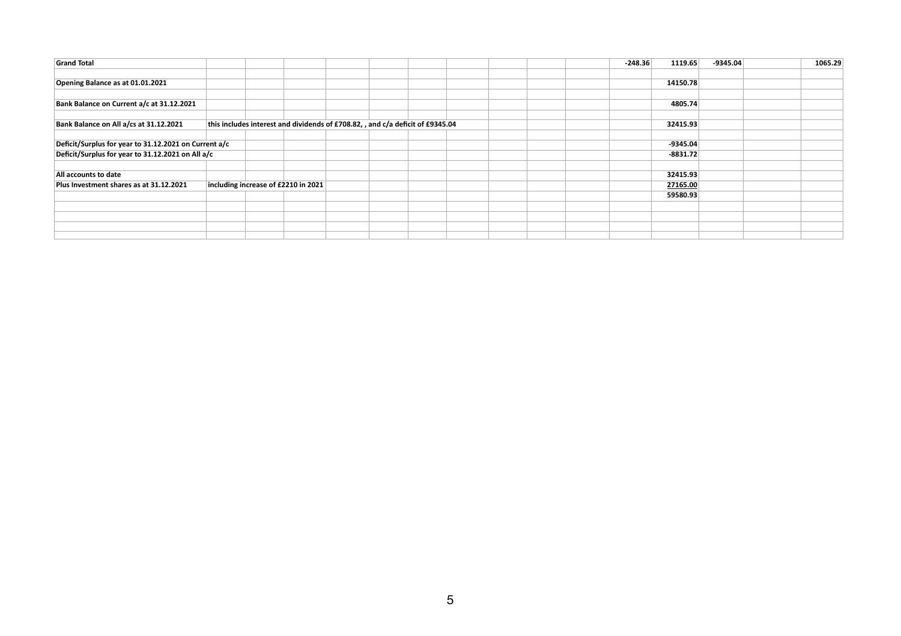| | | | | | | | | | | | | | | | |
|---|---|---|---|---|---|---|---|---|---|---|---|---|---|---|---|
| **Grand Total** | | | | | | | | | | | **-248.36** | **1119.65** | **-9345.04** | | **1065.29** |
| **Opening Balance as at 01.01.2021** | | | | | | | | | | | | **14150.78** | | | |
| **Bank Balance on Current a/c at 31.12.2021** | | | | | | | | | | | | **4805.74** | | | |
| **Bank Balance on All a/cs at 31.12.2021** | **this includes interest and dividends of £708.82, , and c/a deficit of £9345.04** | | | | | | | | | | | **32415.93** | | | |
| **Deficit/Surplus for year to 31.12.2021 on Current a/c** | | | | | | | | | | | | **-9345.04** | | | |
| **Deficit/Surplus for year to 31.12.2021 on All a/c** | | | | | | | | | | | | **-8831.72** | | | |
| **All accounts to date** | | | | | | | | | | | | **32415.93** | | | |
| **Plus Investment shares as at 31.12.2021** | **including increase of £2210 in 2021** | | | | | | | | | | | **27165.00** | | | |
| | | | | | | | | | | | | **59580.93** | | | |